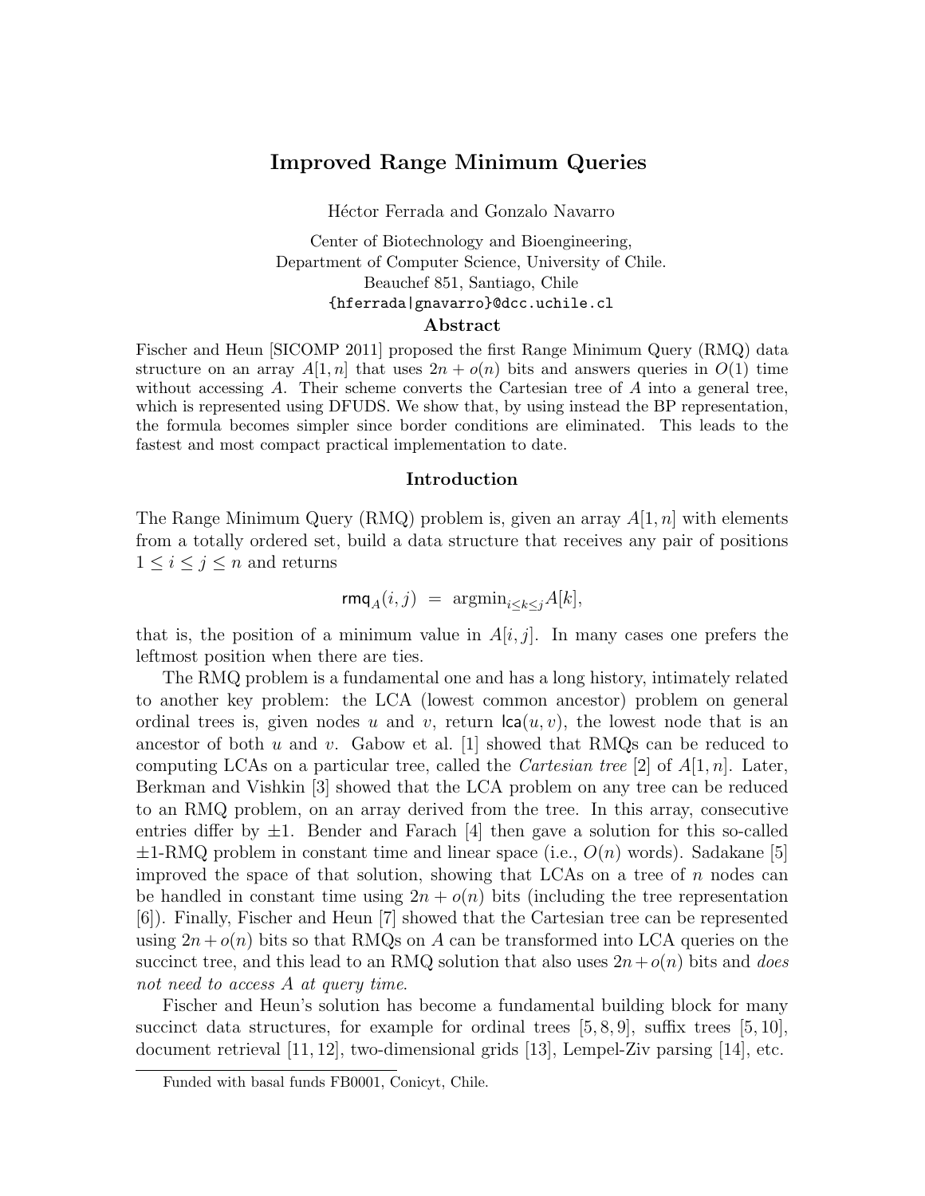# Improved Range Minimum Queries

Héctor Ferrada and Gonzalo Navarro

Center of Biotechnology and Bioengineering,
Department of Computer Science, University of Chile.
Beauchef 851, Santiago, Chile
{hferrada|gnavarro}@dcc.uchile.cl

### Abstract

Fischer and Heun [SICOMP 2011] proposed the first Range Minimum Query (RMQ) data structure on an array $A[1,n]$ that uses $2n + o(n)$ bits and answers queries in $O(1)$ time without accessing $A$. Their scheme converts the Cartesian tree of $A$ into a general tree, which is represented using DFUDS. We show that, by using instead the BP representation, the formula becomes simpler since border conditions are eliminated. This leads to the fastest and most compact practical implementation to date.

### Introduction

The Range Minimum Query (RMQ) problem is, given an array $A[1,n]$ with elements from a totally ordered set, build a data structure that receives any pair of positions $1 \leq i \leq j \leq n$ and returns

$$\mathsf{rmq}_A(i,j) \;=\; \mathrm{argmin}_{i \leq k \leq j} A[k],$$

that is, the position of a minimum value in $A[i,j]$. In many cases one prefers the leftmost position when there are ties.

The RMQ problem is a fundamental one and has a long history, intimately related to another key problem: the LCA (lowest common ancestor) problem on general ordinal trees is, given nodes $u$ and $v$, return $\mathsf{lca}(u,v)$, the lowest node that is an ancestor of both $u$ and $v$. Gabow et al. [1] showed that RMQs can be reduced to computing LCAs on a particular tree, called the *Cartesian tree* [2] of $A[1,n]$. Later, Berkman and Vishkin [3] showed that the LCA problem on any tree can be reduced to an RMQ problem, on an array derived from the tree. In this array, consecutive entries differ by $\pm 1$. Bender and Farach [4] then gave a solution for this so-called $\pm 1$-RMQ problem in constant time and linear space (i.e., $O(n)$ words). Sadakane [5] improved the space of that solution, showing that LCAs on a tree of $n$ nodes can be handled in constant time using $2n + o(n)$ bits (including the tree representation [6]). Finally, Fischer and Heun [7] showed that the Cartesian tree can be represented using $2n+o(n)$ bits so that RMQs on $A$ can be transformed into LCA queries on the succinct tree, and this lead to an RMQ solution that also uses $2n+o(n)$ bits and *does not need to access $A$ at query time*.

Fischer and Heun's solution has become a fundamental building block for many succinct data structures, for example for ordinal trees [5, 8, 9], suffix trees [5, 10], document retrieval [11, 12], two-dimensional grids [13], Lempel-Ziv parsing [14], etc.

Funded with basal funds FB0001, Conicyt, Chile.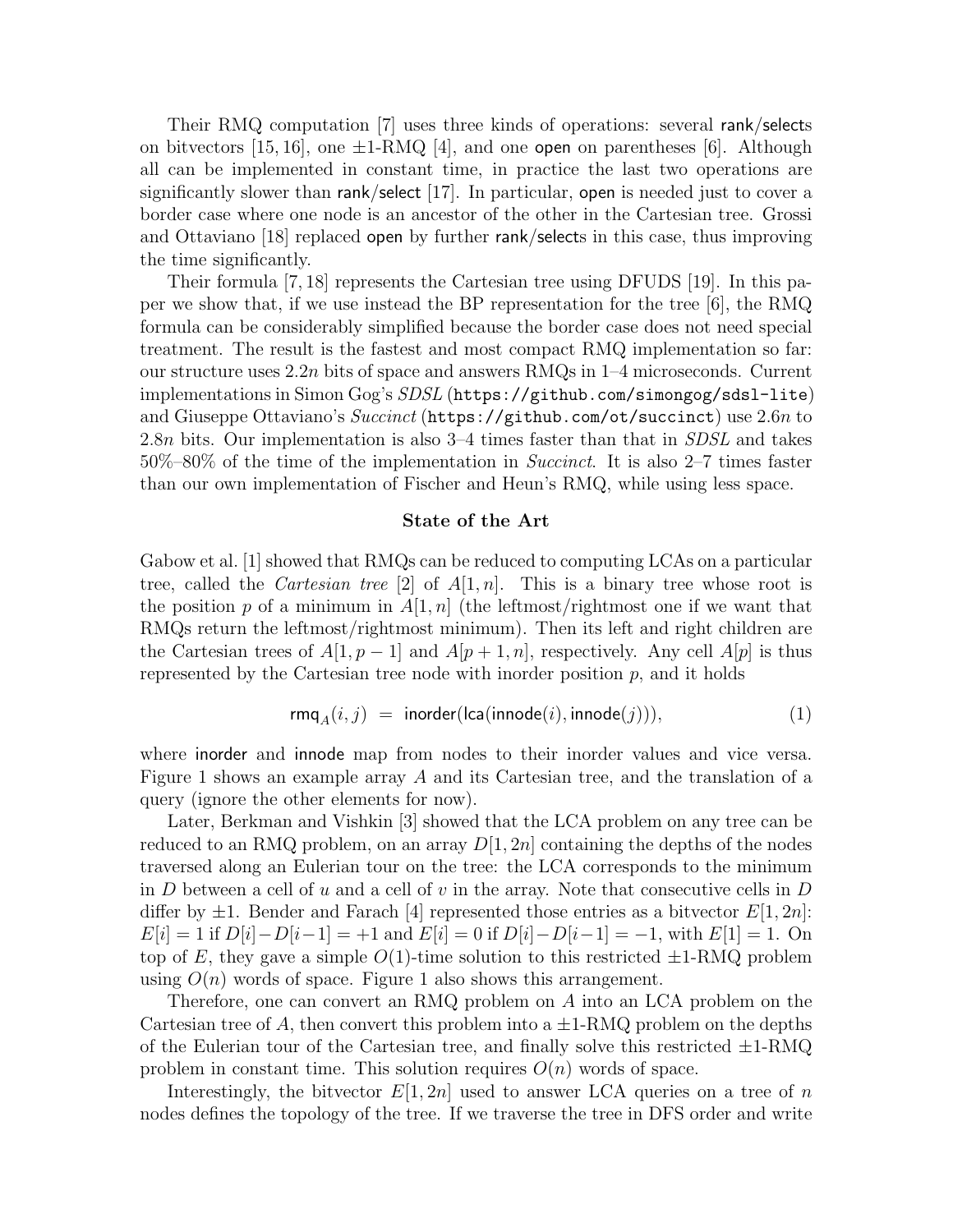Their RMQ computation [7] uses three kinds of operations: several rank/selects on bitvectors [15, 16], one ±1-RMQ [4], and one open on parentheses [6]. Although all can be implemented in constant time, in practice the last two operations are significantly slower than rank/select [17]. In particular, open is needed just to cover a border case where one node is an ancestor of the other in the Cartesian tree. Grossi and Ottaviano [18] replaced open by further rank/selects in this case, thus improving the time significantly.

Their formula [7, 18] represents the Cartesian tree using DFUDS [19]. In this paper we show that, if we use instead the BP representation for the tree [6], the RMQ formula can be considerably simplified because the border case does not need special treatment. The result is the fastest and most compact RMQ implementation so far: our structure uses $2.2n$ bits of space and answers RMQs in 1–4 microseconds. Current implementations in Simon Gog's *SDSL* (`https://github.com/simongog/sdsl-lite`) and Giuseppe Ottaviano's *Succinct* (`https://github.com/ot/succinct`) use $2.6n$ to $2.8n$ bits. Our implementation is also 3–4 times faster than that in *SDSL* and takes 50%–80% of the time of the implementation in *Succinct*. It is also 2–7 times faster than our own implementation of Fischer and Heun's RMQ, while using less space.

**State of the Art**

Gabow et al. [1] showed that RMQs can be reduced to computing LCAs on a particular tree, called the *Cartesian tree* [2] of $A[1, n]$. This is a binary tree whose root is the position $p$ of a minimum in $A[1, n]$ (the leftmost/rightmost one if we want that RMQs return the leftmost/rightmost minimum). Then its left and right children are the Cartesian trees of $A[1, p-1]$ and $A[p+1, n]$, respectively. Any cell $A[p]$ is thus represented by the Cartesian tree node with inorder position $p$, and it holds

$$\mathsf{rmq}_A(i, j) \;=\; \mathsf{inorder}(\mathsf{lca}(\mathsf{innode}(i), \mathsf{innode}(j))), \tag{1}$$

where inorder and innode map from nodes to their inorder values and vice versa. Figure 1 shows an example array $A$ and its Cartesian tree, and the translation of a query (ignore the other elements for now).

Later, Berkman and Vishkin [3] showed that the LCA problem on any tree can be reduced to an RMQ problem, on an array $D[1, 2n]$ containing the depths of the nodes traversed along an Eulerian tour on the tree: the LCA corresponds to the minimum in $D$ between a cell of $u$ and a cell of $v$ in the array. Note that consecutive cells in $D$ differ by ±1. Bender and Farach [4] represented those entries as a bitvector $E[1, 2n]$: $E[i] = 1$ if $D[i] - D[i-1] = +1$ and $E[i] = 0$ if $D[i] - D[i-1] = -1$, with $E[1] = 1$. On top of $E$, they gave a simple $O(1)$-time solution to this restricted ±1-RMQ problem using $O(n)$ words of space. Figure 1 also shows this arrangement.

Therefore, one can convert an RMQ problem on $A$ into an LCA problem on the Cartesian tree of $A$, then convert this problem into a ±1-RMQ problem on the depths of the Eulerian tour of the Cartesian tree, and finally solve this restricted ±1-RMQ problem in constant time. This solution requires $O(n)$ words of space.

Interestingly, the bitvector $E[1, 2n]$ used to answer LCA queries on a tree of $n$ nodes defines the topology of the tree. If we traverse the tree in DFS order and write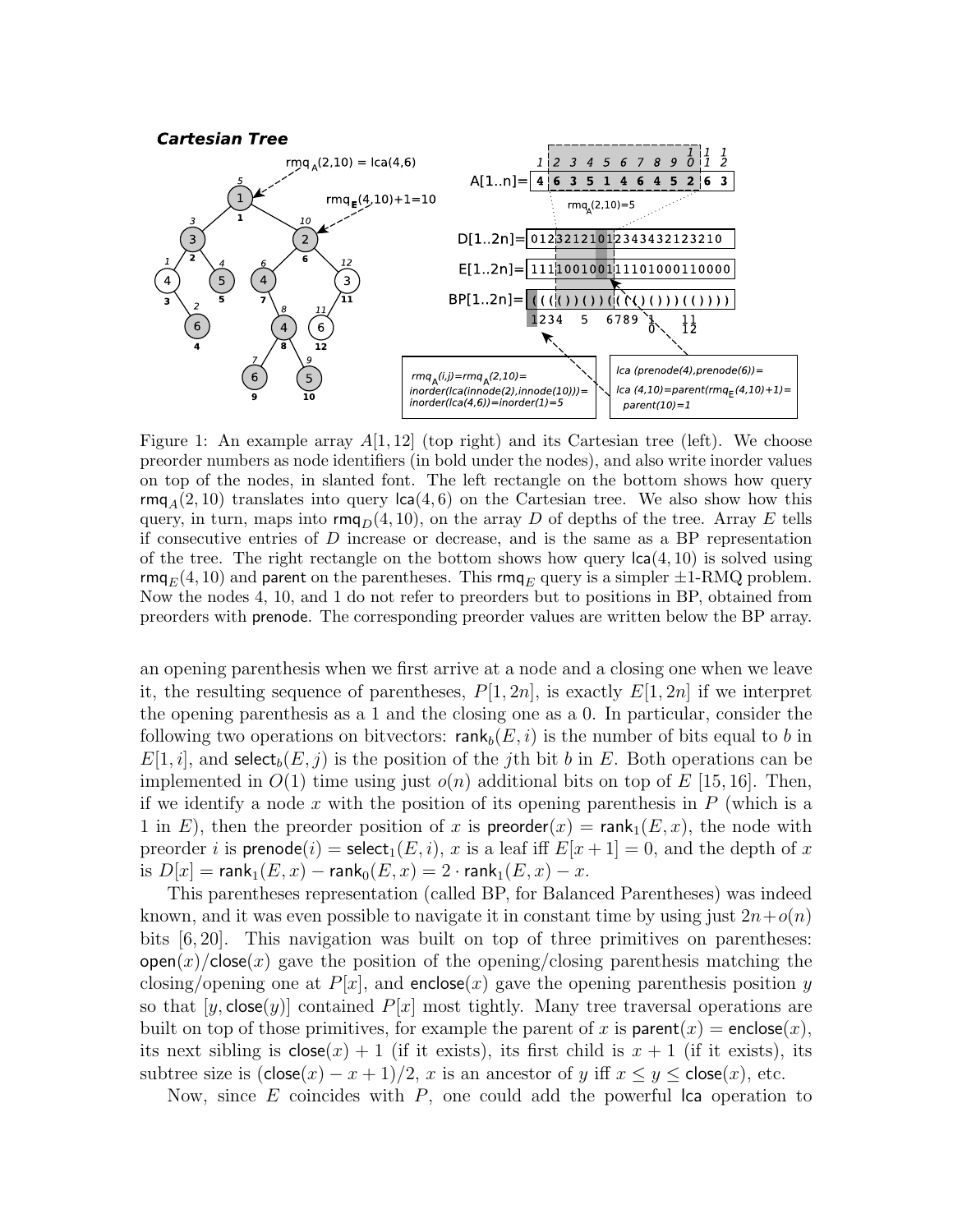Figure 1: An example array $A[1,12]$ (top right) and its Cartesian tree (left). We choose preorder numbers as node identifiers (in bold under the nodes), and also write inorder values on top of the nodes, in slanted font. The left rectangle on the bottom shows how query $\mathsf{rmq}_A(2,10)$ translates into query $\mathsf{lca}(4,6)$ on the Cartesian tree. We also show how this query, in turn, maps into $\mathsf{rmq}_D(4,10)$, on the array $D$ of depths of the tree. Array $E$ tells if consecutive entries of $D$ increase or decrease, and is the same as a BP representation of the tree. The right rectangle on the bottom shows how query $\mathsf{lca}(4,10)$ is solved using $\mathsf{rmq}_E(4,10)$ and $\mathsf{parent}$ on the parentheses. This $\mathsf{rmq}_E$ query is a simpler $\pm 1$-RMQ problem. Now the nodes 4, 10, and 1 do not refer to preorders but to positions in BP, obtained from preorders with $\mathsf{prenode}$. The corresponding preorder values are written below the BP array.

an opening parenthesis when we first arrive at a node and a closing one when we leave it, the resulting sequence of parentheses, $P[1,2n]$, is exactly $E[1,2n]$ if we interpret the opening parenthesis as a 1 and the closing one as a 0. In particular, consider the following two operations on bitvectors: $\mathsf{rank}_b(E,i)$ is the number of bits equal to $b$ in $E[1,i]$, and $\mathsf{select}_b(E,j)$ is the position of the $j$th bit $b$ in $E$. Both operations can be implemented in $O(1)$ time using just $o(n)$ additional bits on top of $E$ [15, 16]. Then, if we identify a node $x$ with the position of its opening parenthesis in $P$ (which is a 1 in $E$), then the preorder position of $x$ is $\mathsf{preorder}(x) = \mathsf{rank}_1(E,x)$, the node with preorder $i$ is $\mathsf{prenode}(i) = \mathsf{select}_1(E,i)$, $x$ is a leaf iff $E[x+1] = 0$, and the depth of $x$ is $D[x] = \mathsf{rank}_1(E,x) - \mathsf{rank}_0(E,x) = 2 \cdot \mathsf{rank}_1(E,x) - x$.

This parentheses representation (called BP, for Balanced Parentheses) was indeed known, and it was even possible to navigate it in constant time by using just $2n+o(n)$ bits [6, 20]. This navigation was built on top of three primitives on parentheses: $\mathsf{open}(x)$/$\mathsf{close}(x)$ gave the position of the opening/closing parenthesis matching the closing/opening one at $P[x]$, and $\mathsf{enclose}(x)$ gave the opening parenthesis position $y$ so that $[y, \mathsf{close}(y)]$ contained $P[x]$ most tightly. Many tree traversal operations are built on top of those primitives, for example the parent of $x$ is $\mathsf{parent}(x) = \mathsf{enclose}(x)$, its next sibling is $\mathsf{close}(x)+1$ (if it exists), its first child is $x+1$ (if it exists), its subtree size is $(\mathsf{close}(x) - x + 1)/2$, $x$ is an ancestor of $y$ iff $x \leq y \leq \mathsf{close}(x)$, etc.

Now, since $E$ coincides with $P$, one could add the powerful $\mathsf{lca}$ operation to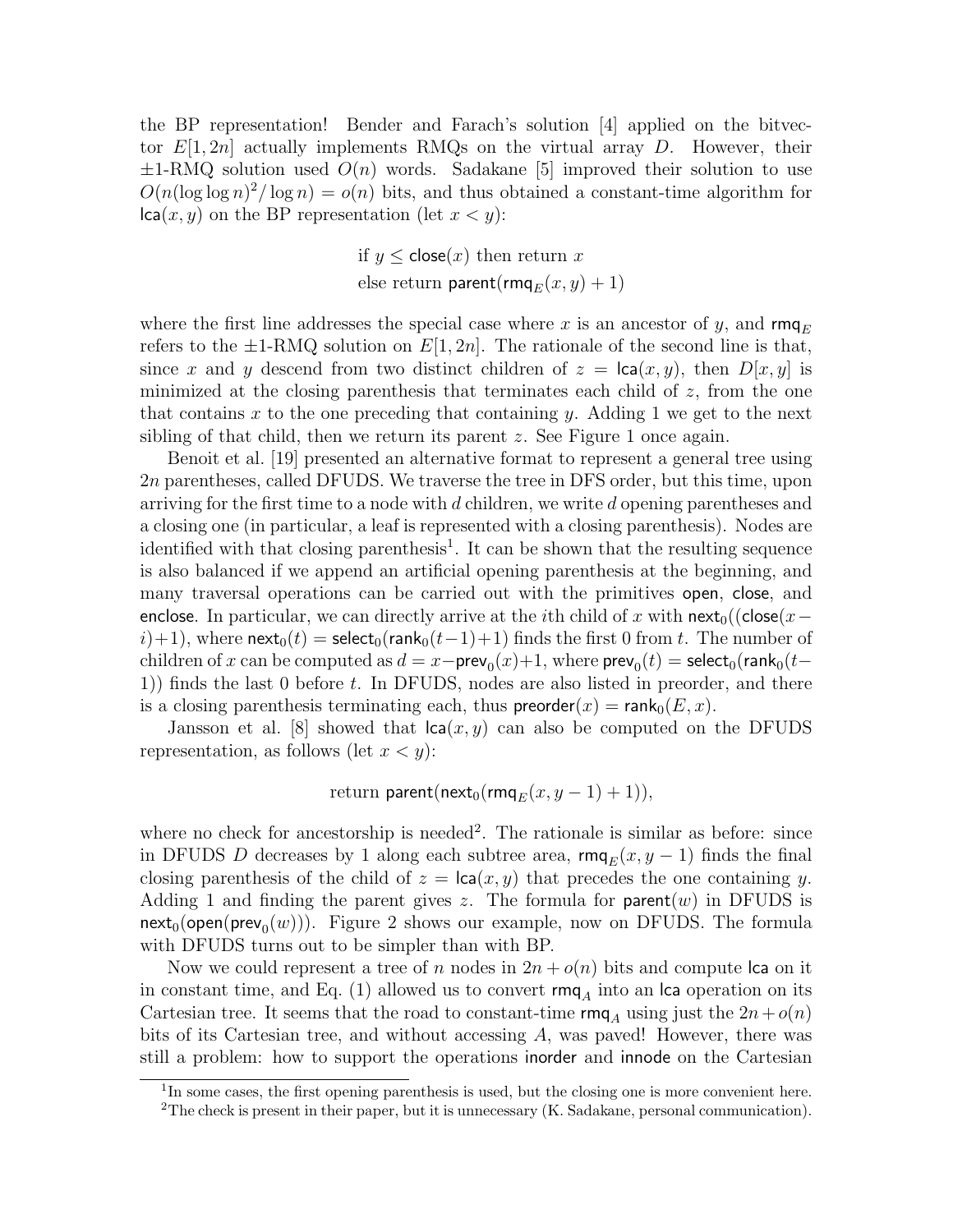the BP representation! Bender and Farach's solution [4] applied on the bitvector $E[1, 2n]$ actually implements RMQs on the virtual array $D$. However, their $\pm 1$-RMQ solution used $O(n)$ words. Sadakane [5] improved their solution to use $O(n(\log\log n)^2/\log n) = o(n)$ bits, and thus obtained a constant-time algorithm for $\mathsf{lca}(x, y)$ on the BP representation (let $x < y$):

$$\text{if } y \leq \mathsf{close}(x) \text{ then return } x$$
$$\text{else return } \mathsf{parent}(\mathsf{rmq}_E(x, y) + 1)$$

where the first line addresses the special case where $x$ is an ancestor of $y$, and $\mathsf{rmq}_E$ refers to the $\pm 1$-RMQ solution on $E[1, 2n]$. The rationale of the second line is that, since $x$ and $y$ descend from two distinct children of $z = \mathsf{lca}(x, y)$, then $D[x, y]$ is minimized at the closing parenthesis that terminates each child of $z$, from the one that contains $x$ to the one preceding that containing $y$. Adding 1 we get to the next sibling of that child, then we return its parent $z$. See Figure 1 once again.

Benoit et al. [19] presented an alternative format to represent a general tree using $2n$ parentheses, called DFUDS. We traverse the tree in DFS order, but this time, upon arriving for the first time to a node with $d$ children, we write $d$ opening parentheses and a closing one (in particular, a leaf is represented with a closing parenthesis). Nodes are identified with that closing parenthesis[1]. It can be shown that the resulting sequence is also balanced if we append an artificial opening parenthesis at the beginning, and many traversal operations can be carried out with the primitives $\mathsf{open}$, $\mathsf{close}$, and $\mathsf{enclose}$. In particular, we can directly arrive at the $i$th child of $x$ with $\mathsf{next}_0((\mathsf{close}(x-i)+1)$, where $\mathsf{next}_0(t) = \mathsf{select}_0(\mathsf{rank}_0(t-1)+1)$ finds the first 0 from $t$. The number of children of $x$ can be computed as $d = x - \mathsf{prev}_0(x) + 1$, where $\mathsf{prev}_0(t) = \mathsf{select}_0(\mathsf{rank}_0(t-1))$ finds the last 0 before $t$. In DFUDS, nodes are also listed in preorder, and there is a closing parenthesis terminating each, thus $\mathsf{preorder}(x) = \mathsf{rank}_0(E, x)$.

Jansson et al. [8] showed that $\mathsf{lca}(x, y)$ can also be computed on the DFUDS representation, as follows (let $x < y$):

$$\text{return } \mathsf{parent}(\mathsf{next}_0(\mathsf{rmq}_E(x, y-1) + 1)),$$

where no check for ancestorship is needed[2]. The rationale is similar as before: since in DFUDS $D$ decreases by 1 along each subtree area, $\mathsf{rmq}_E(x, y-1)$ finds the final closing parenthesis of the child of $z = \mathsf{lca}(x, y)$ that precedes the one containing $y$. Adding 1 and finding the parent gives $z$. The formula for $\mathsf{parent}(w)$ in DFUDS is $\mathsf{next}_0(\mathsf{open}(\mathsf{prev}_0(w)))$. Figure 2 shows our example, now on DFUDS. The formula with DFUDS turns out to be simpler than with BP.

Now we could represent a tree of $n$ nodes in $2n + o(n)$ bits and compute $\mathsf{lca}$ on it in constant time, and Eq. (1) allowed us to convert $\mathsf{rmq}_A$ into an $\mathsf{lca}$ operation on its Cartesian tree. It seems that the road to constant-time $\mathsf{rmq}_A$ using just the $2n + o(n)$ bits of its Cartesian tree, and without accessing $A$, was paved! However, there was still a problem: how to support the operations $\mathsf{inorder}$ and $\mathsf{innode}$ on the Cartesian

---

[1] In some cases, the first opening parenthesis is used, but the closing one is more convenient here.

[2] The check is present in their paper, but it is unnecessary (K. Sadakane, personal communication).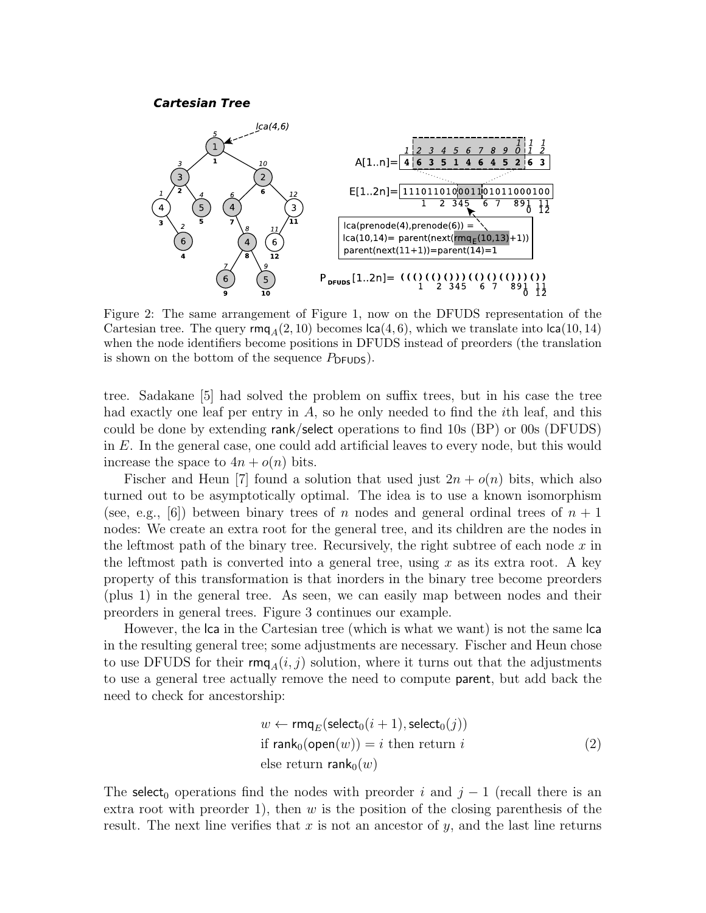Figure 2: The same arrangement of Figure 1, now on the DFUDS representation of the Cartesian tree. The query $\mathsf{rmq}_A(2, 10)$ becomes $\mathsf{lca}(4, 6)$, which we translate into $\mathsf{lca}(10, 14)$ when the node identifiers become positions in DFUDS instead of preorders (the translation is shown on the bottom of the sequence $P_{\mathsf{DFUDS}}$).

tree. Sadakane [5] had solved the problem on suffix trees, but in his case the tree had exactly one leaf per entry in $A$, so he only needed to find the $i$th leaf, and this could be done by extending rank/select operations to find 10s (BP) or 00s (DFUDS) in $E$. In the general case, one could add artificial leaves to every node, but this would increase the space to $4n + o(n)$ bits.

Fischer and Heun [7] found a solution that used just $2n + o(n)$ bits, which also turned out to be asymptotically optimal. The idea is to use a known isomorphism (see, e.g., [6]) between binary trees of $n$ nodes and general ordinal trees of $n + 1$ nodes: We create an extra root for the general tree, and its children are the nodes in the leftmost path of the binary tree. Recursively, the right subtree of each node $x$ in the leftmost path is converted into a general tree, using $x$ as its extra root. A key property of this transformation is that inorders in the binary tree become preorders (plus 1) in the general tree. As seen, we can easily map between nodes and their preorders in general trees. Figure 3 continues our example.

However, the lca in the Cartesian tree (which is what we want) is not the same lca in the resulting general tree; some adjustments are necessary. Fischer and Heun chose to use DFUDS for their $\mathsf{rmq}_A(i, j)$ solution, where it turns out that the adjustments to use a general tree actually remove the need to compute parent, but add back the need to check for ancestorship:

$$
\begin{aligned}
&w \leftarrow \mathsf{rmq}_E(\mathsf{select}_0(i+1), \mathsf{select}_0(j)) \\
&\text{if } \mathsf{rank}_0(\mathsf{open}(w)) = i \text{ then return } i \\
&\text{else return } \mathsf{rank}_0(w)
\end{aligned}
\tag{2}
$$

The $\mathsf{select}_0$ operations find the nodes with preorder $i$ and $j - 1$ (recall there is an extra root with preorder 1), then $w$ is the position of the closing parenthesis of the result. The next line verifies that $x$ is not an ancestor of $y$, and the last line returns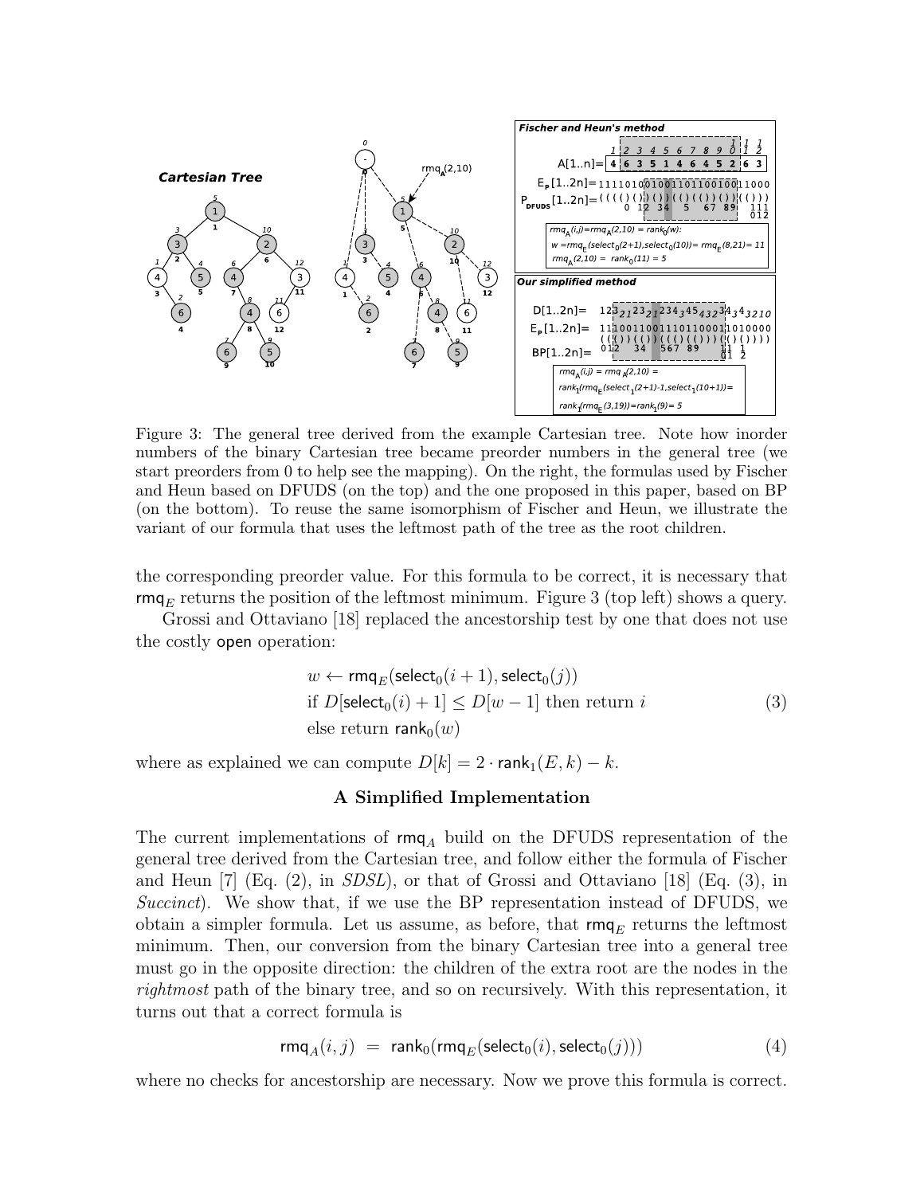Figure 3: The general tree derived from the example Cartesian tree. Note how inorder numbers of the binary Cartesian tree became preorder numbers in the general tree (we start preorders from 0 to help see the mapping). On the right, the formulas used by Fischer and Heun based on DFUDS (on the top) and the one proposed in this paper, based on BP (on the bottom). To reuse the same isomorphism of Fischer and Heun, we illustrate the variant of our formula that uses the leftmost path of the tree as the root children.

the corresponding preorder value. For this formula to be correct, it is necessary that $\mathsf{rmq}_E$ returns the position of the leftmost minimum. Figure 3 (top left) shows a query.

Grossi and Ottaviano [18] replaced the ancestorship test by one that does not use the costly open operation:

$$\begin{aligned}
&w \leftarrow \mathsf{rmq}_E(\mathsf{select}_0(i+1), \mathsf{select}_0(j)) \\
&\text{if } D[\mathsf{select}_0(i)+1] \leq D[w-1] \text{ then return } i \\
&\text{else return } \mathsf{rank}_0(w)
\end{aligned} \tag{3}$$

where as explained we can compute $D[k] = 2 \cdot \mathsf{rank}_1(E, k) - k$.

### A Simplified Implementation

The current implementations of $\mathsf{rmq}_A$ build on the DFUDS representation of the general tree derived from the Cartesian tree, and follow either the formula of Fischer and Heun [7] (Eq. (2), in *SDSL*), or that of Grossi and Ottaviano [18] (Eq. (3), in *Succinct*). We show that, if we use the BP representation instead of DFUDS, we obtain a simpler formula. Let us assume, as before, that $\mathsf{rmq}_E$ returns the leftmost minimum. Then, our conversion from the binary Cartesian tree into a general tree must go in the opposite direction: the children of the extra root are the nodes in the *rightmost* path of the binary tree, and so on recursively. With this representation, it turns out that a correct formula is

$$\mathsf{rmq}_A(i,j) \;=\; \mathsf{rank}_0(\mathsf{rmq}_E(\mathsf{select}_0(i), \mathsf{select}_0(j))) \tag{4}$$

where no checks for ancestorship are necessary. Now we prove this formula is correct.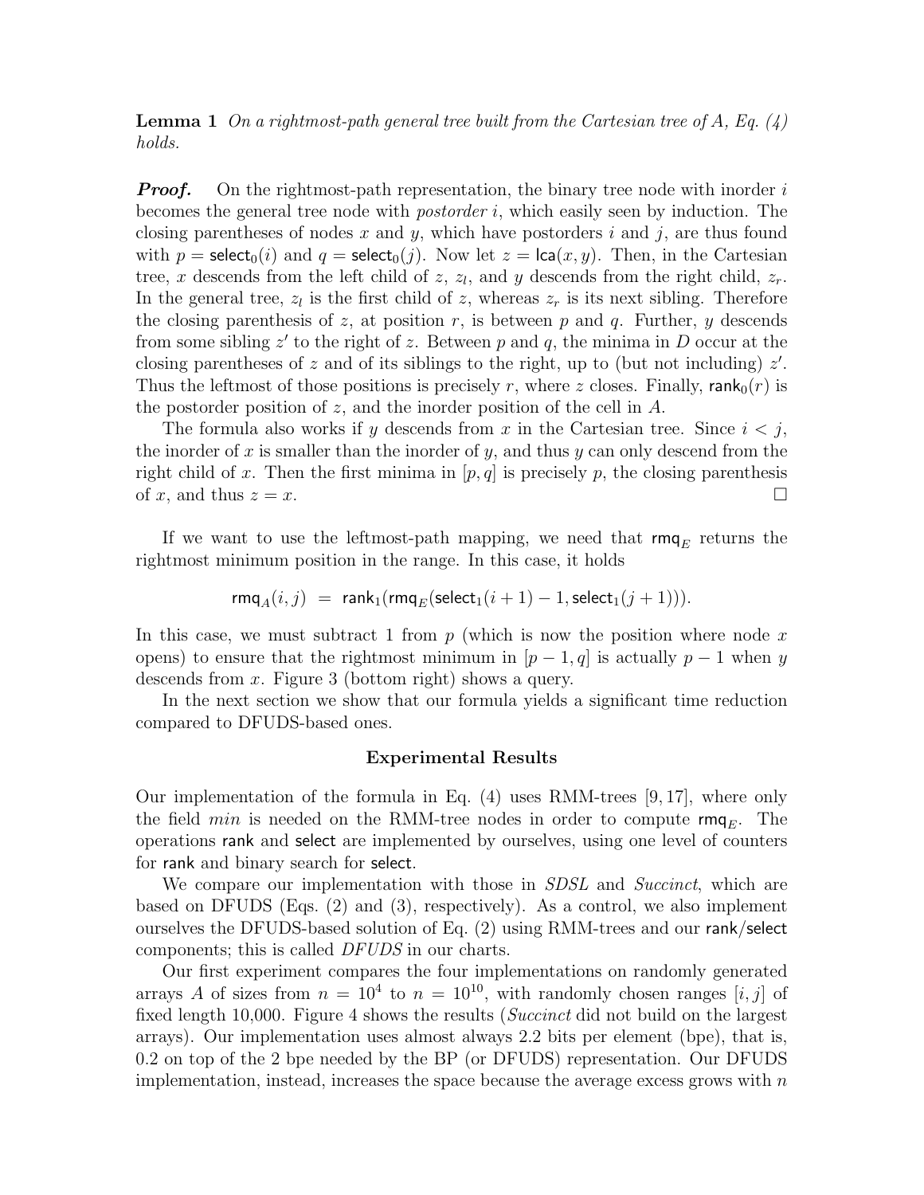**Lemma 1** *On a rightmost-path general tree built from the Cartesian tree of A, Eq. (4) holds.*

***Proof.*** On the rightmost-path representation, the binary tree node with inorder $i$ becomes the general tree node with *postorder* $i$, which easily seen by induction. The closing parentheses of nodes $x$ and $y$, which have postorders $i$ and $j$, are thus found with $p = \mathsf{select}_0(i)$ and $q = \mathsf{select}_0(j)$. Now let $z = \mathsf{lca}(x, y)$. Then, in the Cartesian tree, $x$ descends from the left child of $z$, $z_l$, and $y$ descends from the right child, $z_r$. In the general tree, $z_l$ is the first child of $z$, whereas $z_r$ is its next sibling. Therefore the closing parenthesis of $z$, at position $r$, is between $p$ and $q$. Further, $y$ descends from some sibling $z'$ to the right of $z$. Between $p$ and $q$, the minima in $D$ occur at the closing parentheses of $z$ and of its siblings to the right, up to (but not including) $z'$. Thus the leftmost of those positions is precisely $r$, where $z$ closes. Finally, $\mathsf{rank}_0(r)$ is the postorder position of $z$, and the inorder position of the cell in $A$.

The formula also works if $y$ descends from $x$ in the Cartesian tree. Since $i < j$, the inorder of $x$ is smaller than the inorder of $y$, and thus $y$ can only descend from the right child of $x$. Then the first minima in $[p, q]$ is precisely $p$, the closing parenthesis of $x$, and thus $z = x$. □

If we want to use the leftmost-path mapping, we need that $\mathsf{rmq}_E$ returns the rightmost minimum position in the range. In this case, it holds

$$\mathsf{rmq}_A(i, j) \ = \ \mathsf{rank}_1(\mathsf{rmq}_E(\mathsf{select}_1(i + 1) - 1, \mathsf{select}_1(j + 1))).$$

In this case, we must subtract 1 from $p$ (which is now the position where node $x$ opens) to ensure that the rightmost minimum in $[p - 1, q]$ is actually $p - 1$ when $y$ descends from $x$. Figure 3 (bottom right) shows a query.

In the next section we show that our formula yields a significant time reduction compared to DFUDS-based ones.

## Experimental Results

Our implementation of the formula in Eq. (4) uses RMM-trees [9, 17], where only the field *min* is needed on the RMM-tree nodes in order to compute $\mathsf{rmq}_E$. The operations rank and select are implemented by ourselves, using one level of counters for rank and binary search for select.

We compare our implementation with those in *SDSL* and *Succinct*, which are based on DFUDS (Eqs. (2) and (3), respectively). As a control, we also implement ourselves the DFUDS-based solution of Eq. (2) using RMM-trees and our rank/select components; this is called *DFUDS* in our charts.

Our first experiment compares the four implementations on randomly generated arrays $A$ of sizes from $n = 10^4$ to $n = 10^{10}$, with randomly chosen ranges $[i, j]$ of fixed length 10,000. Figure 4 shows the results (*Succinct* did not build on the largest arrays). Our implementation uses almost always 2.2 bits per element (bpe), that is, 0.2 on top of the 2 bpe needed by the BP (or DFUDS) representation. Our DFUDS implementation, instead, increases the space because the average excess grows with $n$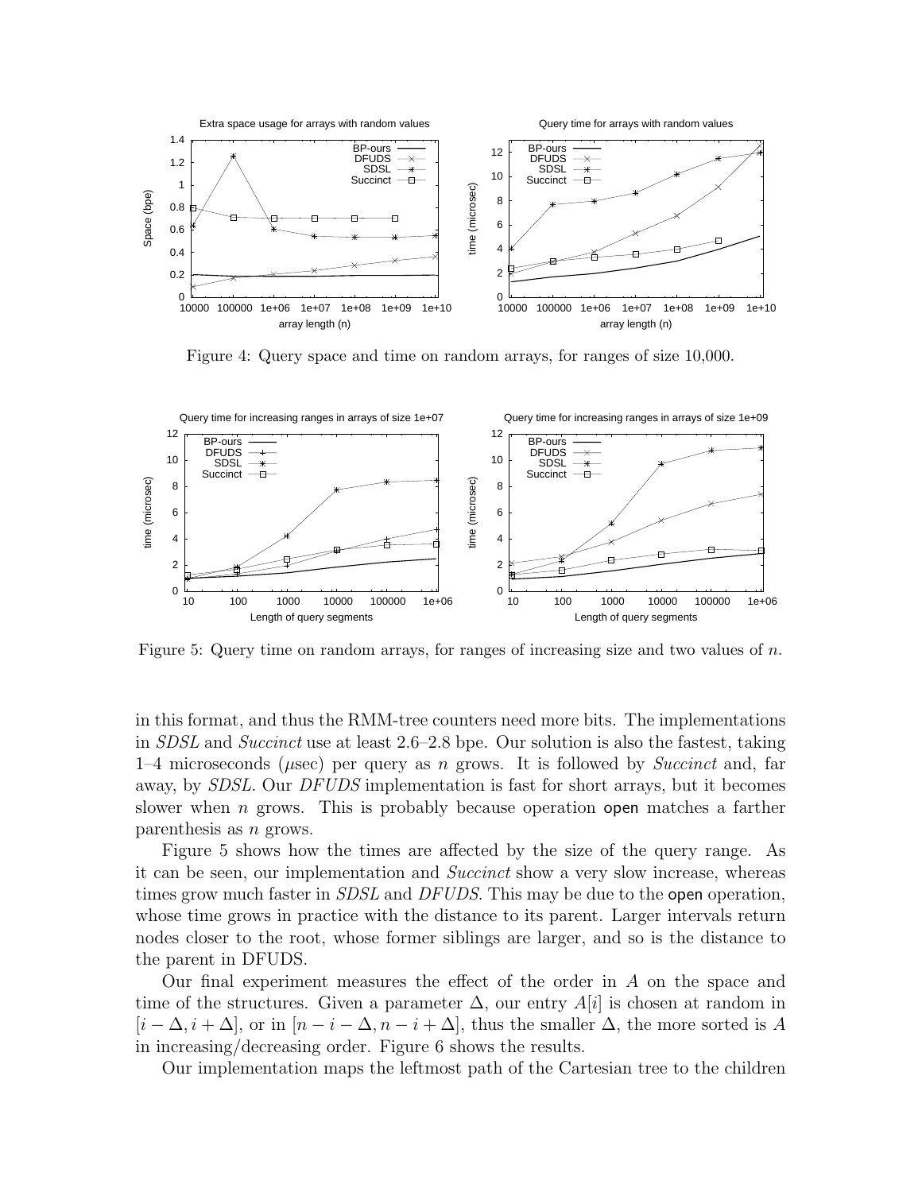Figure 4: Query space and time on random arrays, for ranges of size 10,000.

Figure 5: Query time on random arrays, for ranges of increasing size and two values of $n$.

in this format, and thus the RMM-tree counters need more bits. The implementations in *SDSL* and *Succinct* use at least 2.6–2.8 bpe. Our solution is also the fastest, taking 1–4 microseconds ($\mu$sec) per query as $n$ grows. It is followed by *Succinct* and, far away, by *SDSL*. Our *DFUDS* implementation is fast for short arrays, but it becomes slower when $n$ grows. This is probably because operation open matches a farther parenthesis as $n$ grows.

Figure 5 shows how the times are affected by the size of the query range. As it can be seen, our implementation and *Succinct* show a very slow increase, whereas times grow much faster in *SDSL* and *DFUDS*. This may be due to the open operation, whose time grows in practice with the distance to its parent. Larger intervals return nodes closer to the root, whose former siblings are larger, and so is the distance to the parent in DFUDS.

Our final experiment measures the effect of the order in $A$ on the space and time of the structures. Given a parameter $\Delta$, our entry $A[i]$ is chosen at random in $[i - \Delta, i + \Delta]$, or in $[n - i - \Delta, n - i + \Delta]$, thus the smaller $\Delta$, the more sorted is $A$ in increasing/decreasing order. Figure 6 shows the results.

Our implementation maps the leftmost path of the Cartesian tree to the children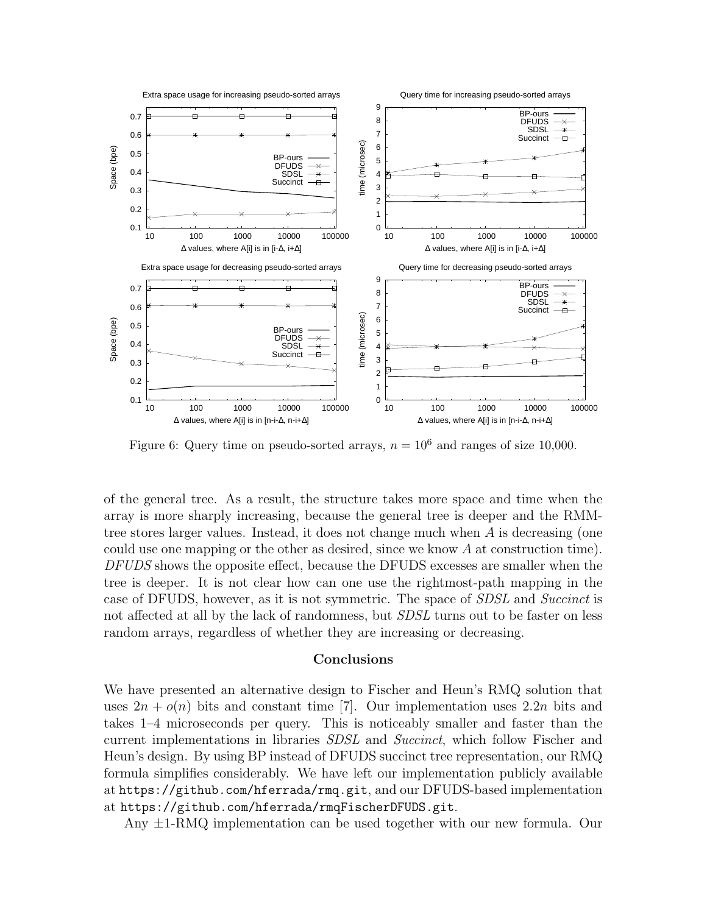Figure 6: Query time on pseudo-sorted arrays, $n = 10^6$ and ranges of size 10,000.

of the general tree. As a result, the structure takes more space and time when the array is more sharply increasing, because the general tree is deeper and the RMM-tree stores larger values. Instead, it does not change much when $A$ is decreasing (one could use one mapping or the other as desired, since we know $A$ at construction time). *DFUDS* shows the opposite effect, because the DFUDS excesses are smaller when the tree is deeper. It is not clear how can one use the rightmost-path mapping in the case of DFUDS, however, as it is not symmetric. The space of *SDSL* and *Succinct* is not affected at all by the lack of randomness, but *SDSL* turns out to be faster on less random arrays, regardless of whether they are increasing or decreasing.

## Conclusions

We have presented an alternative design to Fischer and Heun's RMQ solution that uses $2n + o(n)$ bits and constant time [7]. Our implementation uses $2.2n$ bits and takes 1–4 microseconds per query. This is noticeably smaller and faster than the current implementations in libraries *SDSL* and *Succinct*, which follow Fischer and Heun's design. By using BP instead of DFUDS succinct tree representation, our RMQ formula simplifies considerably. We have left our implementation publicly available at `https://github.com/hferrada/rmq.git`, and our DFUDS-based implementation at `https://github.com/hferrada/rmqFischerDFUDS.git`.

Any $\pm 1$-RMQ implementation can be used together with our new formula. Our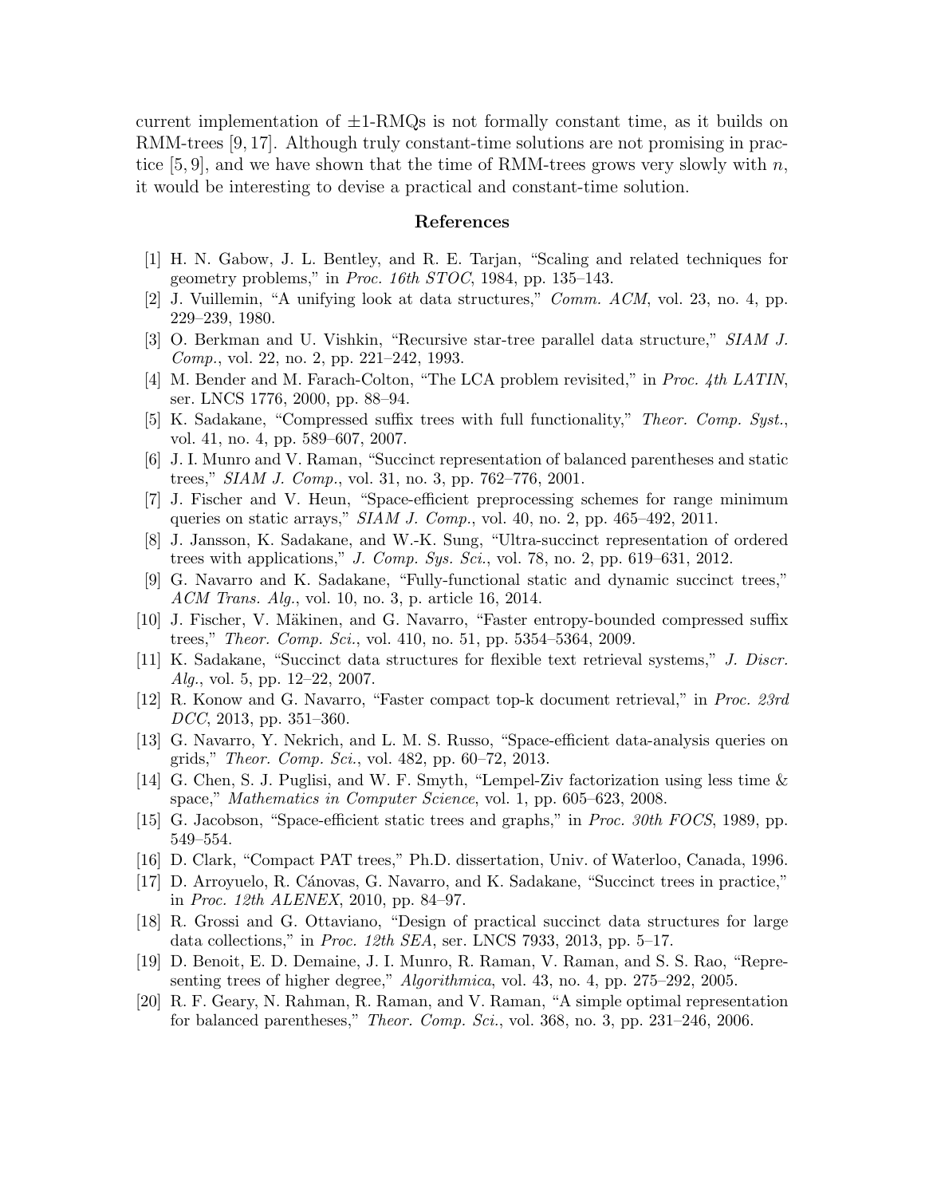current implementation of $\pm 1$-RMQs is not formally constant time, as it builds on RMM-trees [9, 17]. Although truly constant-time solutions are not promising in practice [5, 9], and we have shown that the time of RMM-trees grows very slowly with $n$, it would be interesting to devise a practical and constant-time solution.

## References

[1] H. N. Gabow, J. L. Bentley, and R. E. Tarjan, "Scaling and related techniques for geometry problems," in *Proc. 16th STOC*, 1984, pp. 135–143.

[2] J. Vuillemin, "A unifying look at data structures," *Comm. ACM*, vol. 23, no. 4, pp. 229–239, 1980.

[3] O. Berkman and U. Vishkin, "Recursive star-tree parallel data structure," *SIAM J. Comp.*, vol. 22, no. 2, pp. 221–242, 1993.

[4] M. Bender and M. Farach-Colton, "The LCA problem revisited," in *Proc. 4th LATIN*, ser. LNCS 1776, 2000, pp. 88–94.

[5] K. Sadakane, "Compressed suffix trees with full functionality," *Theor. Comp. Syst.*, vol. 41, no. 4, pp. 589–607, 2007.

[6] J. I. Munro and V. Raman, "Succinct representation of balanced parentheses and static trees," *SIAM J. Comp.*, vol. 31, no. 3, pp. 762–776, 2001.

[7] J. Fischer and V. Heun, "Space-efficient preprocessing schemes for range minimum queries on static arrays," *SIAM J. Comp.*, vol. 40, no. 2, pp. 465–492, 2011.

[8] J. Jansson, K. Sadakane, and W.-K. Sung, "Ultra-succinct representation of ordered trees with applications," *J. Comp. Sys. Sci.*, vol. 78, no. 2, pp. 619–631, 2012.

[9] G. Navarro and K. Sadakane, "Fully-functional static and dynamic succinct trees," *ACM Trans. Alg.*, vol. 10, no. 3, p. article 16, 2014.

[10] J. Fischer, V. Mäkinen, and G. Navarro, "Faster entropy-bounded compressed suffix trees," *Theor. Comp. Sci.*, vol. 410, no. 51, pp. 5354–5364, 2009.

[11] K. Sadakane, "Succinct data structures for flexible text retrieval systems," *J. Discr. Alg.*, vol. 5, pp. 12–22, 2007.

[12] R. Konow and G. Navarro, "Faster compact top-k document retrieval," in *Proc. 23rd DCC*, 2013, pp. 351–360.

[13] G. Navarro, Y. Nekrich, and L. M. S. Russo, "Space-efficient data-analysis queries on grids," *Theor. Comp. Sci.*, vol. 482, pp. 60–72, 2013.

[14] G. Chen, S. J. Puglisi, and W. F. Smyth, "Lempel-Ziv factorization using less time & space," *Mathematics in Computer Science*, vol. 1, pp. 605–623, 2008.

[15] G. Jacobson, "Space-efficient static trees and graphs," in *Proc. 30th FOCS*, 1989, pp. 549–554.

[16] D. Clark, "Compact PAT trees," Ph.D. dissertation, Univ. of Waterloo, Canada, 1996.

[17] D. Arroyuelo, R. Cánovas, G. Navarro, and K. Sadakane, "Succinct trees in practice," in *Proc. 12th ALENEX*, 2010, pp. 84–97.

[18] R. Grossi and G. Ottaviano, "Design of practical succinct data structures for large data collections," in *Proc. 12th SEA*, ser. LNCS 7933, 2013, pp. 5–17.

[19] D. Benoit, E. D. Demaine, J. I. Munro, R. Raman, V. Raman, and S. S. Rao, "Representing trees of higher degree," *Algorithmica*, vol. 43, no. 4, pp. 275–292, 2005.

[20] R. F. Geary, N. Rahman, R. Raman, and V. Raman, "A simple optimal representation for balanced parentheses," *Theor. Comp. Sci.*, vol. 368, no. 3, pp. 231–246, 2006.